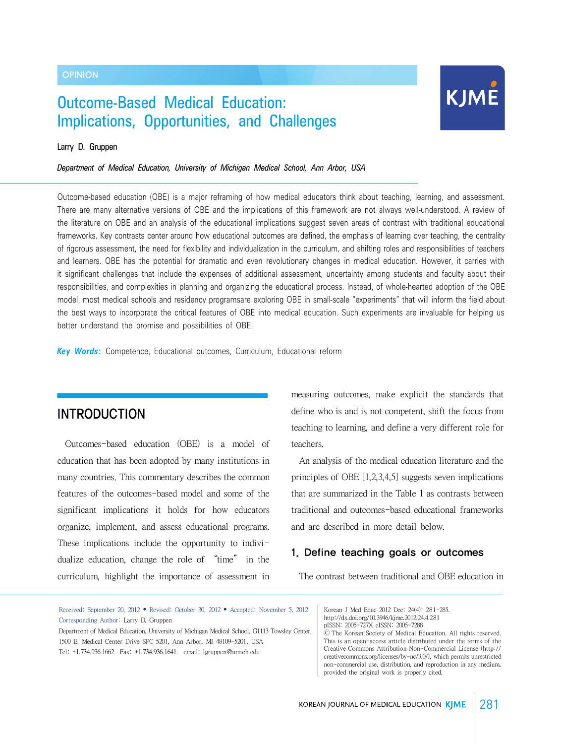OPINION

# Outcome-Based Medical Education: Implications, Opportunities, and Challenges

Larry D. Gruppen

*Department of Medical Education, University of Michigan Medical School, Ann Arbor, USA*

Outcome-based education (OBE) is a major reframing of how medical educators think about teaching, learning, and assessment. There are many alternative versions of OBE and the implications of this framework are not always well-understood. A review of the literature on OBE and an analysis of the educational implications suggest seven areas of contrast with traditional educational frameworks. Key contrasts center around how educational outcomes are defined, the emphasis of learning over teaching, the centrality of rigorous assessment, the need for flexibility and individualization in the curriculum, and shifting roles and responsibilities of teachers and learners. OBE has the potential for dramatic and even revolutionary changes in medical education. However, it carries with it significant challenges that include the expenses of additional assessment, uncertainty among students and faculty about their responsibilities, and complexities in planning and organizing the educational process. Instead, of whole-hearted adoption of the OBE model, most medical schools and residency programsare exploring OBE in small-scale "experiments" that will inform the field about the best ways to incorporate the critical features of OBE into medical education. Such experiments are invaluable for helping us better understand the promise and possibilities of OBE.

***Key Words***: Competence, Educational outcomes, Curriculum, Educational reform

## INTRODUCTION

Outcomes-based education (OBE) is a model of education that has been adopted by many institutions in many countries. This commentary describes the common features of the outcomes-based model and some of the significant implications it holds for how educators organize, implement, and assess educational programs. These implications include the opportunity to individualize education, change the role of "time" in the curriculum, highlight the importance of assessment in measuring outcomes, make explicit the standards that define who is and is not competent, shift the focus from teaching to learning, and define a very different role for teachers.

An analysis of the medical education literature and the principles of OBE [1,2,3,4,5] suggests seven implications that are summarized in the Table 1 as contrasts between traditional and outcomes-based educational frameworks and are described in more detail below.

### 1. Define teaching goals or outcomes

The contrast between traditional and OBE education in

---

Received: September 20, 2012 • Revised: October 30, 2012 • Accepted: November 5, 2012
Corresponding Author: Larry D. Gruppen
Department of Medical Education, University of Michigan Medical School, G1113 Towsley Center, 1500 E. Medical Center Drive SPC 5201, Ann Arbor, MI 48109-5201, USA
Tel: +1.734.936.1662 Fax: +1.734.936.1641. email: lgruppen@umich.edu

Korean J Med Educ 2012 Dec; 24(4): 281-285.
http://dx.doi.org/10.3946/kjme.2012.24.4.281
pISSN: 2005-727X eISSN: 2005-7288
© The Korean Society of Medical Education. All rights reserved.
This is an open-access article distributed under the terms of the Creative Commons Attribution Non-Commercial License (http://creativecommons.org/licenses/by-nc/3.0/), which permits unrestricted non-commercial use, distribution, and reproduction in any medium, provided the original work is properly cited.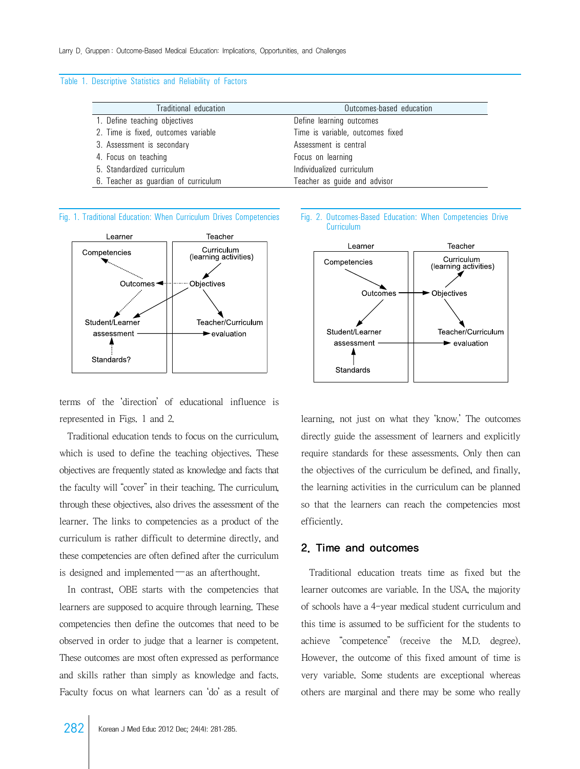Table 1. Descriptive Statistics and Reliability of Factors

| Traditional education | Outcomes-based education |
|---|---|
| 1. Define teaching objectives | Define learning outcomes |
| 2. Time is fixed, outcomes variable | Time is variable, outcomes fixed |
| 3. Assessment is secondary | Assessment is central |
| 4. Focus on teaching | Focus on learning |
| 5. Standardized curriculum | Individualized curriculum |
| 6. Teacher as guardian of curriculum | Teacher as guide and advisor |

Fig. 1. Traditional Education: When Curriculum Drives Competencies

Fig. 2. Outcomes-Based Education: When Competencies Drive Curriculum

terms of the 'direction' of educational influence is represented in Figs. 1 and 2.

Traditional education tends to focus on the curriculum, which is used to define the teaching objectives. These objectives are frequently stated as knowledge and facts that the faculty will "cover" in their teaching. The curriculum, through these objectives, also drives the assessment of the learner. The links to competencies as a product of the curriculum is rather difficult to determine directly, and these competencies are often defined after the curriculum is designed and implemented—as an afterthought.

In contrast, OBE starts with the competencies that learners are supposed to acquire through learning. These competencies then define the outcomes that need to be observed in order to judge that a learner is competent. These outcomes are most often expressed as performance and skills rather than simply as knowledge and facts. Faculty focus on what learners can 'do' as a result of learning, not just on what they 'know.' The outcomes directly guide the assessment of learners and explicitly require standards for these assessments. Only then can the objectives of the curriculum be defined, and finally, the learning activities in the curriculum can be planned so that the learners can reach the competencies most efficiently.

## 2. Time and outcomes

Traditional education treats time as fixed but the learner outcomes are variable. In the USA, the majority of schools have a 4-year medical student curriculum and this time is assumed to be sufficient for the students to achieve "competence" (receive the M.D. degree). However, the outcome of this fixed amount of time is very variable. Some students are exceptional whereas others are marginal and there may be some who really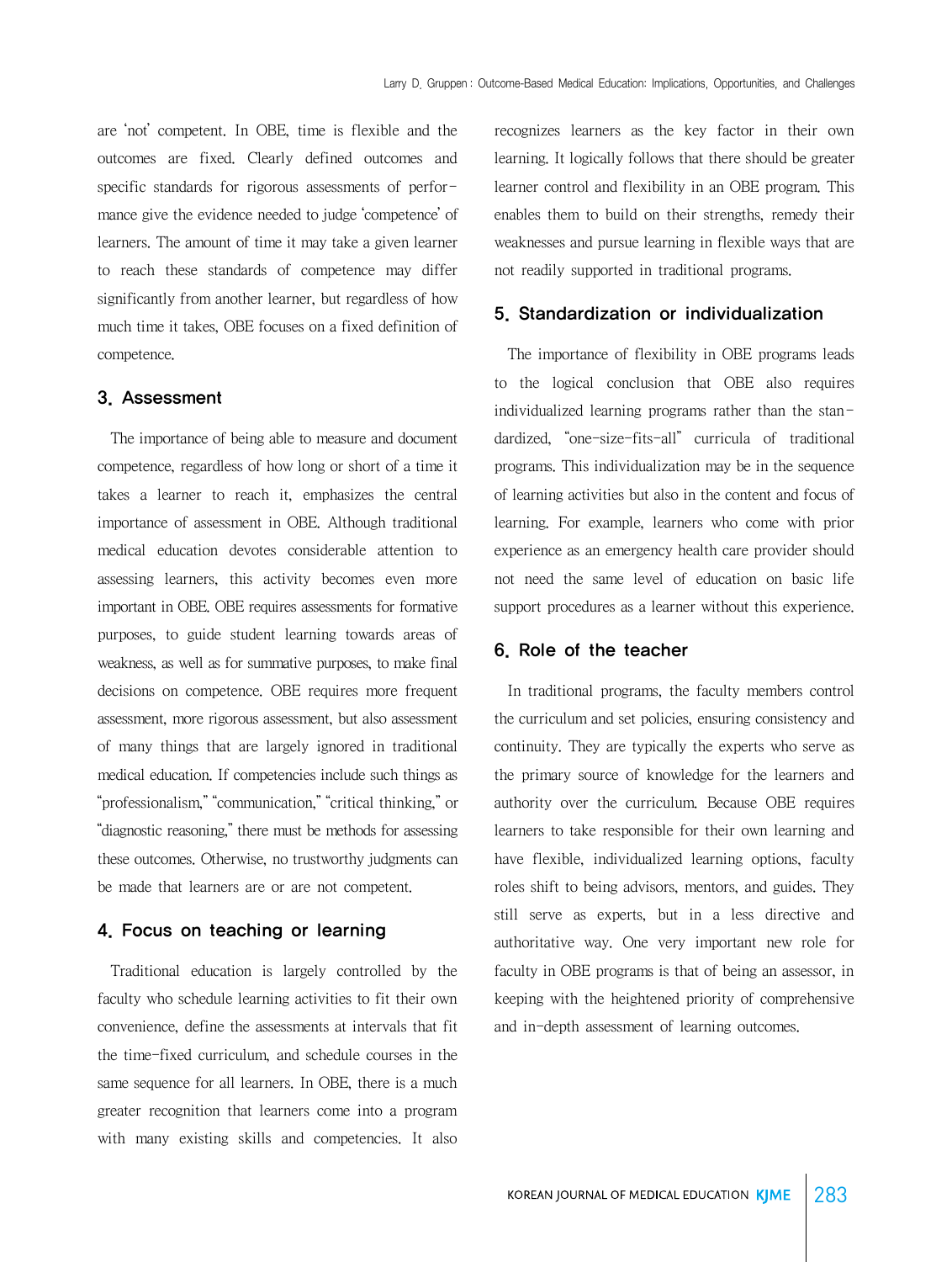are 'not' competent. In OBE, time is flexible and the outcomes are fixed. Clearly defined outcomes and specific standards for rigorous assessments of performance give the evidence needed to judge 'competence' of learners. The amount of time it may take a given learner to reach these standards of competence may differ significantly from another learner, but regardless of how much time it takes, OBE focuses on a fixed definition of competence.

## 3. Assessment

The importance of being able to measure and document competence, regardless of how long or short of a time it takes a learner to reach it, emphasizes the central importance of assessment in OBE. Although traditional medical education devotes considerable attention to assessing learners, this activity becomes even more important in OBE. OBE requires assessments for formative purposes, to guide student learning towards areas of weakness, as well as for summative purposes, to make final decisions on competence. OBE requires more frequent assessment, more rigorous assessment, but also assessment of many things that are largely ignored in traditional medical education. If competencies include such things as "professionalism," "communication," "critical thinking," or "diagnostic reasoning," there must be methods for assessing these outcomes. Otherwise, no trustworthy judgments can be made that learners are or are not competent.

## 4. Focus on teaching or learning

Traditional education is largely controlled by the faculty who schedule learning activities to fit their own convenience, define the assessments at intervals that fit the time-fixed curriculum, and schedule courses in the same sequence for all learners. In OBE, there is a much greater recognition that learners come into a program with many existing skills and competencies. It also recognizes learners as the key factor in their own learning. It logically follows that there should be greater learner control and flexibility in an OBE program. This enables them to build on their strengths, remedy their weaknesses and pursue learning in flexible ways that are not readily supported in traditional programs.

## 5. Standardization or individualization

The importance of flexibility in OBE programs leads to the logical conclusion that OBE also requires individualized learning programs rather than the standardized, "one-size-fits-all" curricula of traditional programs. This individualization may be in the sequence of learning activities but also in the content and focus of learning. For example, learners who come with prior experience as an emergency health care provider should not need the same level of education on basic life support procedures as a learner without this experience.

## 6. Role of the teacher

In traditional programs, the faculty members control the curriculum and set policies, ensuring consistency and continuity. They are typically the experts who serve as the primary source of knowledge for the learners and authority over the curriculum. Because OBE requires learners to take responsible for their own learning and have flexible, individualized learning options, faculty roles shift to being advisors, mentors, and guides. They still serve as experts, but in a less directive and authoritative way. One very important new role for faculty in OBE programs is that of being an assessor, in keeping with the heightened priority of comprehensive and in-depth assessment of learning outcomes.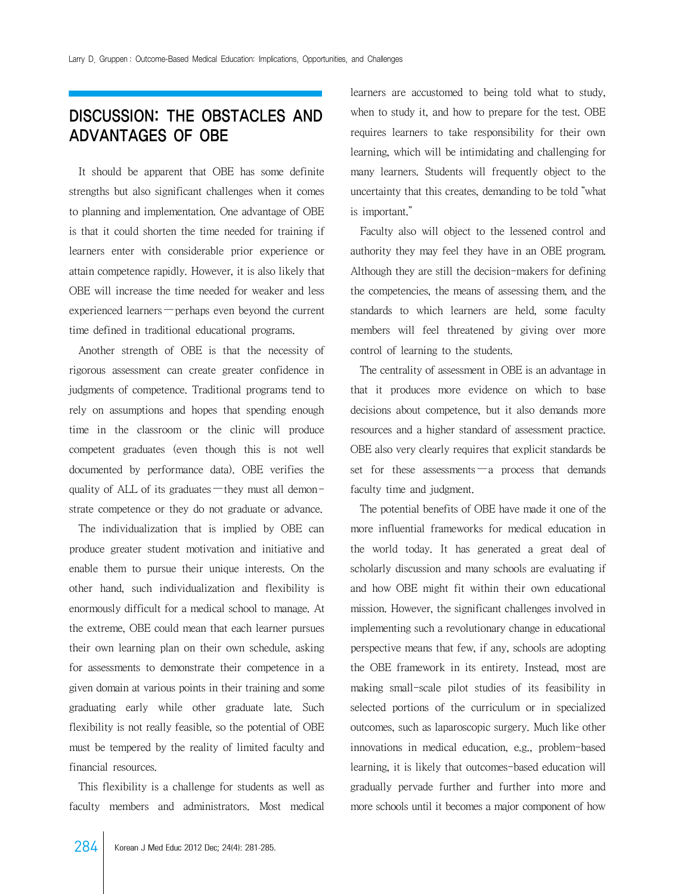## DISCUSSION: THE OBSTACLES AND ADVANTAGES OF OBE

It should be apparent that OBE has some definite strengths but also significant challenges when it comes to planning and implementation. One advantage of OBE is that it could shorten the time needed for training if learners enter with considerable prior experience or attain competence rapidly. However, it is also likely that OBE will increase the time needed for weaker and less experienced learners—perhaps even beyond the current time defined in traditional educational programs.

Another strength of OBE is that the necessity of rigorous assessment can create greater confidence in judgments of competence. Traditional programs tend to rely on assumptions and hopes that spending enough time in the classroom or the clinic will produce competent graduates (even though this is not well documented by performance data). OBE verifies the quality of ALL of its graduates—they must all demonstrate competence or they do not graduate or advance.

The individualization that is implied by OBE can produce greater student motivation and initiative and enable them to pursue their unique interests. On the other hand, such individualization and flexibility is enormously difficult for a medical school to manage. At the extreme, OBE could mean that each learner pursues their own learning plan on their own schedule, asking for assessments to demonstrate their competence in a given domain at various points in their training and some graduating early while other graduate late. Such flexibility is not really feasible, so the potential of OBE must be tempered by the reality of limited faculty and financial resources.

This flexibility is a challenge for students as well as faculty members and administrators. Most medical learners are accustomed to being told what to study, when to study it, and how to prepare for the test. OBE requires learners to take responsibility for their own learning, which will be intimidating and challenging for many learners. Students will frequently object to the uncertainty that this creates, demanding to be told "what is important."

Faculty also will object to the lessened control and authority they may feel they have in an OBE program. Although they are still the decision-makers for defining the competencies, the means of assessing them, and the standards to which learners are held, some faculty members will feel threatened by giving over more control of learning to the students.

The centrality of assessment in OBE is an advantage in that it produces more evidence on which to base decisions about competence, but it also demands more resources and a higher standard of assessment practice. OBE also very clearly requires that explicit standards be set for these assessments—a process that demands faculty time and judgment.

The potential benefits of OBE have made it one of the more influential frameworks for medical education in the world today. It has generated a great deal of scholarly discussion and many schools are evaluating if and how OBE might fit within their own educational mission. However, the significant challenges involved in implementing such a revolutionary change in educational perspective means that few, if any, schools are adopting the OBE framework in its entirety. Instead, most are making small-scale pilot studies of its feasibility in selected portions of the curriculum or in specialized outcomes, such as laparoscopic surgery. Much like other innovations in medical education, e.g., problem-based learning, it is likely that outcomes-based education will gradually pervade further and further into more and more schools until it becomes a major component of how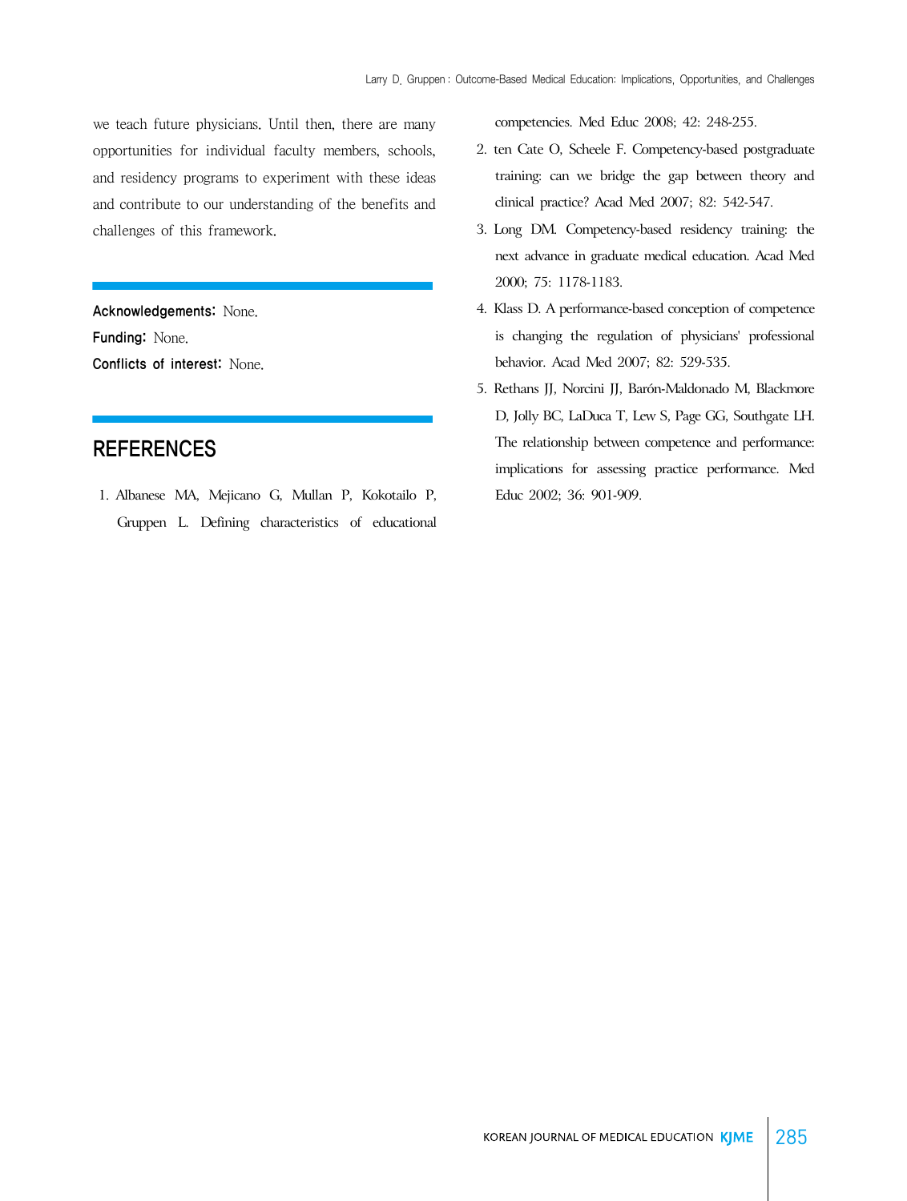we teach future physicians. Until then, there are many opportunities for individual faculty members, schools, and residency programs to experiment with these ideas and contribute to our understanding of the benefits and challenges of this framework.

**Acknowledgements:** None.

**Funding:** None.

**Conflicts of interest:** None.

## REFERENCES

1. Albanese MA, Mejicano G, Mullan P, Kokotailo P, Gruppen L. Defining characteristics of educational competencies. Med Educ 2008; 42: 248-255.
2. ten Cate O, Scheele F. Competency-based postgraduate training: can we bridge the gap between theory and clinical practice? Acad Med 2007; 82: 542-547.
3. Long DM. Competency-based residency training: the next advance in graduate medical education. Acad Med 2000; 75: 1178-1183.
4. Klass D. A performance-based conception of competence is changing the regulation of physicians' professional behavior. Acad Med 2007; 82: 529-535.
5. Rethans JJ, Norcini JJ, Barón-Maldonado M, Blackmore D, Jolly BC, LaDuca T, Lew S, Page GG, Southgate LH. The relationship between competence and performance: implications for assessing practice performance. Med Educ 2002; 36: 901-909.